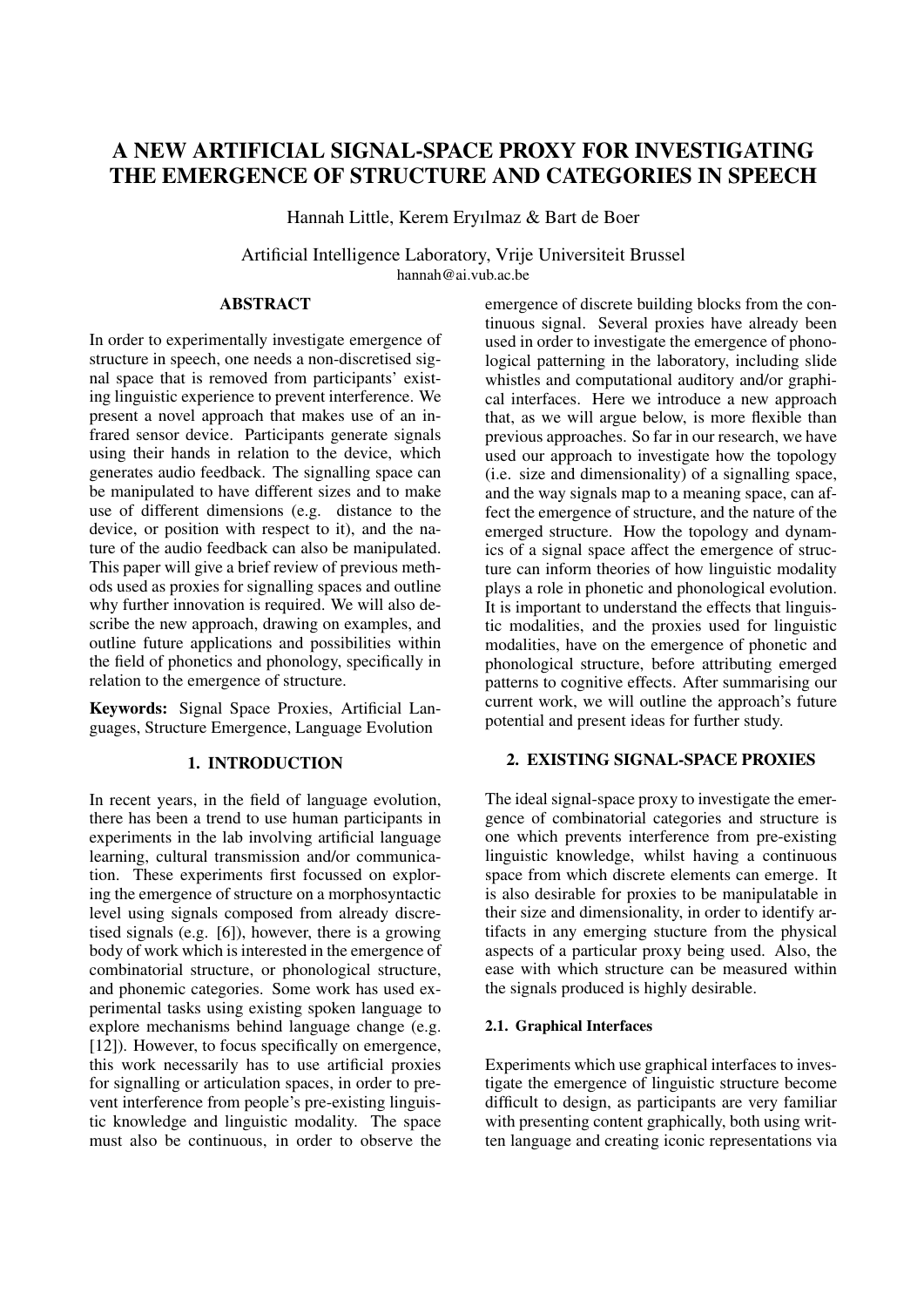# A NEW ARTIFICIAL SIGNAL-SPACE PROXY FOR INVESTIGATING THE EMERGENCE OF STRUCTURE AND CATEGORIES IN SPEECH

Hannah Little, Kerem Eryılmaz & Bart de Boer

Artificial Intelligence Laboratory, Vrije Universiteit Brussel
hannah@ai.vub.ac.be

## ABSTRACT

In order to experimentally investigate emergence of structure in speech, one needs a non-discretised signal space that is removed from participants' existing linguistic experience to prevent interference. We present a novel approach that makes use of an infrared sensor device. Participants generate signals using their hands in relation to the device, which generates audio feedback. The signalling space can be manipulated to have different sizes and to make use of different dimensions (e.g. distance to the device, or position with respect to it), and the nature of the audio feedback can also be manipulated. This paper will give a brief review of previous methods used as proxies for signalling spaces and outline why further innovation is required. We will also describe the new approach, drawing on examples, and outline future applications and possibilities within the field of phonetics and phonology, specifically in relation to the emergence of structure.

**Keywords:** Signal Space Proxies, Artificial Languages, Structure Emergence, Language Evolution

## 1. INTRODUCTION

In recent years, in the field of language evolution, there has been a trend to use human participants in experiments in the lab involving artificial language learning, cultural transmission and/or communication. These experiments first focussed on exploring the emergence of structure on a morphosyntactic level using signals composed from already discretised signals (e.g. [6]), however, there is a growing body of work which is interested in the emergence of combinatorial structure, or phonological structure, and phonemic categories. Some work has used experimental tasks using existing spoken language to explore mechanisms behind language change (e.g. [12]). However, to focus specifically on emergence, this work necessarily has to use artificial proxies for signalling or articulation spaces, in order to prevent interference from people's pre-existing linguistic knowledge and linguistic modality. The space must also be continuous, in order to observe the emergence of discrete building blocks from the continuous signal. Several proxies have already been used in order to investigate the emergence of phonological patterning in the laboratory, including slide whistles and computational auditory and/or graphical interfaces. Here we introduce a new approach that, as we will argue below, is more flexible than previous approaches. So far in our research, we have used our approach to investigate how the topology (i.e. size and dimensionality) of a signalling space, and the way signals map to a meaning space, can affect the emergence of structure, and the nature of the emerged structure. How the topology and dynamics of a signal space affect the emergence of structure can inform theories of how linguistic modality plays a role in phonetic and phonological evolution. It is important to understand the effects that linguistic modalities, and the proxies used for linguistic modalities, have on the emergence of phonetic and phonological structure, before attributing emerged patterns to cognitive effects. After summarising our current work, we will outline the approach's future potential and present ideas for further study.

## 2. EXISTING SIGNAL-SPACE PROXIES

The ideal signal-space proxy to investigate the emergence of combinatorial categories and structure is one which prevents interference from pre-existing linguistic knowledge, whilst having a continuous space from which discrete elements can emerge. It is also desirable for proxies to be manipulatable in their size and dimensionality, in order to identify artifacts in any emerging stucture from the physical aspects of a particular proxy being used. Also, the ease with which structure can be measured within the signals produced is highly desirable.

### 2.1. Graphical Interfaces

Experiments which use graphical interfaces to investigate the emergence of linguistic structure become difficult to design, as participants are very familiar with presenting content graphically, both using written language and creating iconic representations via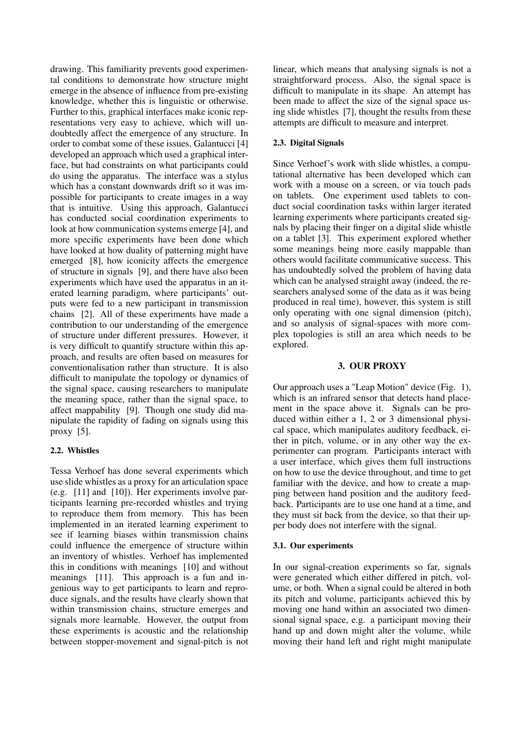drawing. This familiarity prevents good experimental conditions to demonstrate how structure might emerge in the absence of influence from pre-existing knowledge, whether this is linguistic or otherwise. Further to this, graphical interfaces make iconic representations very easy to achieve, which will undoubtedly affect the emergence of any structure. In order to combat some of these issues, Galantucci [4] developed an approach which used a graphical interface, but had constraints on what participants could do using the apparatus. The interface was a stylus which has a constant downwards drift so it was impossible for participants to create images in a way that is intuitive. Using this approach, Galantucci has conducted social coordination experiments to look at how communication systems emerge [4], and more specific experiments have been done which have looked at how duality of patterning might have emerged [8], how iconicity affects the emergence of structure in signals [9], and there have also been experiments which have used the apparatus in an iterated learning paradigm, where participants' outputs were fed to a new participant in transmission chains [2]. All of these experiments have made a contribution to our understanding of the emergence of structure under different pressures. However, it is very difficult to quantify structure within this approach, and results are often based on measures for conventionalisation rather than structure. It is also difficult to manipulate the topology or dynamics of the signal space, causing researchers to manipulate the meaning space, rather than the signal space, to affect mappability [9]. Though one study did manipulate the rapidity of fading on signals using this proxy [5].

### 2.2. Whistles

Tessa Verhoef has done several experiments which use slide whistles as a proxy for an articulation space (e.g. [11] and [10]). Her experiments involve participants learning pre-recorded whistles and trying to reproduce them from memory. This has been implemented in an iterated learning experiment to see if learning biases within transmission chains could influence the emergence of structure within an inventory of whistles. Verhoef has implemented this in conditions with meanings [10] and without meanings [11]. This approach is a fun and ingenious way to get participants to learn and reproduce signals, and the results have clearly shown that within transmission chains, structure emerges and signals more learnable. However, the output from these experiments is acoustic and the relationship between stopper-movement and signal-pitch is not linear, which means that analysing signals is not a straightforward process. Also, the signal space is difficult to manipulate in its shape. An attempt has been made to affect the size of the signal space using slide whistles [7], thought the results from these attempts are difficult to measure and interpret.

### 2.3. Digital Signals

Since Verhoef's work with slide whistles, a computational alternative has been developed which can work with a mouse on a screen, or via touch pads on tablets. One experiment used tablets to conduct social coordination tasks within larger iterated learning experiments where participants created signals by placing their finger on a digital slide whistle on a tablet [3]. This experiment explored whether some meanings being more easily mappable than others would facilitate communicative success. This has undoubtedly solved the problem of having data which can be analysed straight away (indeed, the researchers analysed some of the data as it was being produced in real time), however, this system is still only operating with one signal dimension (pitch), and so analysis of signal-spaces with more complex topologies is still an area which needs to be explored.

## 3. OUR PROXY

Our approach uses a "Leap Motion" device (Fig. 1), which is an infrared sensor that detects hand placement in the space above it. Signals can be produced within either a 1, 2 or 3 dimensional physical space, which manipulates auditory feedback, either in pitch, volume, or in any other way the experimenter can program. Participants interact with a user interface, which gives them full instructions on how to use the device throughout, and time to get familiar with the device, and how to create a mapping between hand position and the auditory feedback. Participants are to use one hand at a time, and they must sit back from the device, so that their upper body does not interfere with the signal.

### 3.1. Our experiments

In our signal-creation experiments so far, signals were generated which either differed in pitch, volume, or both. When a signal could be altered in both its pitch and volume, participants achieved this by moving one hand within an associated two dimensional signal space, e.g. a participant moving their hand up and down might alter the volume, while moving their hand left and right might manipulate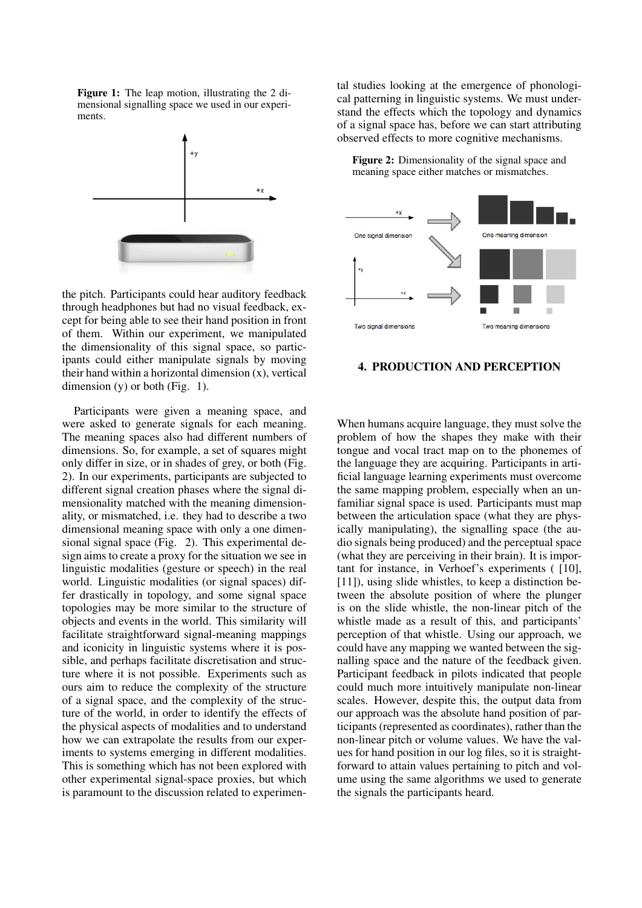**Figure 1:** The leap motion, illustrating the 2 dimensional signalling space we used in our experiments.

the pitch. Participants could hear auditory feedback through headphones but had no visual feedback, except for being able to see their hand position in front of them. Within our experiment, we manipulated the dimensionality of this signal space, so participants could either manipulate signals by moving their hand within a horizontal dimension (x), vertical dimension (y) or both (Fig. 1).

Participants were given a meaning space, and were asked to generate signals for each meaning. The meaning spaces also had different numbers of dimensions. So, for example, a set of squares might only differ in size, or in shades of grey, or both (Fig. 2). In our experiments, participants are subjected to different signal creation phases where the signal dimensionality matched with the meaning dimensionality, or mismatched, i.e. they had to describe a two dimensional meaning space with only a one dimensional signal space (Fig. 2). This experimental design aims to create a proxy for the situation we see in linguistic modalities (gesture or speech) in the real world. Linguistic modalities (or signal spaces) differ drastically in topology, and some signal space topologies may be more similar to the structure of objects and events in the world. This similarity will facilitate straightforward signal-meaning mappings and iconicity in linguistic systems where it is possible, and perhaps facilitate discretisation and structure where it is not possible. Experiments such as ours aim to reduce the complexity of the structure of a signal space, and the complexity of the structure of the world, in order to identify the effects of the physical aspects of modalities and to understand how we can extrapolate the results from our experiments to systems emerging in different modalities. This is something which has not been explored with other experimental signal-space proxies, but which is paramount to the discussion related to experimental studies looking at the emergence of phonological patterning in linguistic systems. We must understand the effects which the topology and dynamics of a signal space has, before we can start attributing observed effects to more cognitive mechanisms.

**Figure 2:** Dimensionality of the signal space and meaning space either matches or mismatches.

## 4. PRODUCTION AND PERCEPTION

When humans acquire language, they must solve the problem of how the shapes they make with their tongue and vocal tract map on to the phonemes of the language they are acquiring. Participants in artificial language learning experiments must overcome the same mapping problem, especially when an unfamiliar signal space is used. Participants must map between the articulation space (what they are physically manipulating), the signalling space (the audio signals being produced) and the perceptual space (what they are perceiving in their brain). It is important for instance, in Verhoef's experiments ( [10], [11]), using slide whistles, to keep a distinction between the absolute position of where the plunger is on the slide whistle, the non-linear pitch of the whistle made as a result of this, and participants' perception of that whistle. Using our approach, we could have any mapping we wanted between the signalling space and the nature of the feedback given. Participant feedback in pilots indicated that people could much more intuitively manipulate non-linear scales. However, despite this, the output data from our approach was the absolute hand position of participants (represented as coordinates), rather than the non-linear pitch or volume values. We have the values for hand position in our log files, so it is straightforward to attain values pertaining to pitch and volume using the same algorithms we used to generate the signals the participants heard.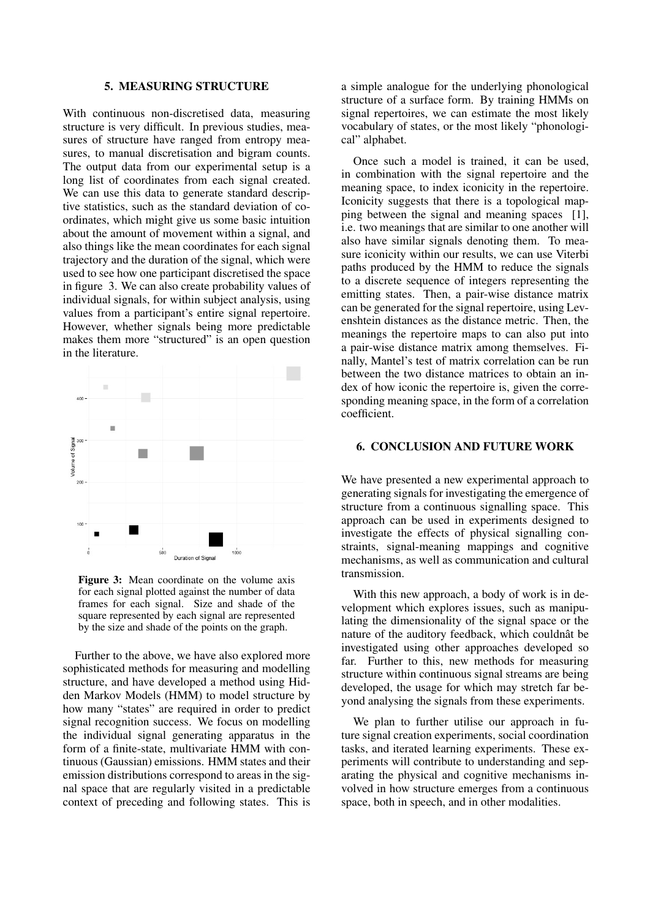## 5. MEASURING STRUCTURE

With continuous non-discretised data, measuring structure is very difficult. In previous studies, measures of structure have ranged from entropy measures, to manual discretisation and bigram counts. The output data from our experimental setup is a long list of coordinates from each signal created. We can use this data to generate standard descriptive statistics, such as the standard deviation of coordinates, which might give us some basic intuition about the amount of movement within a signal, and also things like the mean coordinates for each signal trajectory and the duration of the signal, which were used to see how one participant discretised the space in figure 3. We can also create probability values of individual signals, for within subject analysis, using values from a participant's entire signal repertoire. However, whether signals being more predictable makes them more "structured" is an open question in the literature.

**Figure 3:** Mean coordinate on the volume axis for each signal plotted against the number of data frames for each signal. Size and shade of the square represented by each signal are represented by the size and shade of the points on the graph.

Further to the above, we have also explored more sophisticated methods for measuring and modelling structure, and have developed a method using Hidden Markov Models (HMM) to model structure by how many "states" are required in order to predict signal recognition success. We focus on modelling the individual signal generating apparatus in the form of a finite-state, multivariate HMM with continuous (Gaussian) emissions. HMM states and their emission distributions correspond to areas in the signal space that are regularly visited in a predictable context of preceding and following states. This is a simple analogue for the underlying phonological structure of a surface form. By training HMMs on signal repertoires, we can estimate the most likely vocabulary of states, or the most likely "phonological" alphabet.

Once such a model is trained, it can be used, in combination with the signal repertoire and the meaning space, to index iconicity in the repertoire. Iconicity suggests that there is a topological mapping between the signal and meaning spaces [1], i.e. two meanings that are similar to one another will also have similar signals denoting them. To measure iconicity within our results, we can use Viterbi paths produced by the HMM to reduce the signals to a discrete sequence of integers representing the emitting states. Then, a pair-wise distance matrix can be generated for the signal repertoire, using Levenshtein distances as the distance metric. Then, the meanings the repertoire maps to can also put into a pair-wise distance matrix among themselves. Finally, Mantel's test of matrix correlation can be run between the two distance matrices to obtain an index of how iconic the repertoire is, given the corresponding meaning space, in the form of a correlation coefficient.

## 6. CONCLUSION AND FUTURE WORK

We have presented a new experimental approach to generating signals for investigating the emergence of structure from a continuous signalling space. This approach can be used in experiments designed to investigate the effects of physical signalling constraints, signal-meaning mappings and cognitive mechanisms, as well as communication and cultural transmission.

With this new approach, a body of work is in development which explores issues, such as manipulating the dimensionality of the signal space or the nature of the auditory feedback, which couldnât be investigated using other approaches developed so far. Further to this, new methods for measuring structure within continuous signal streams are being developed, the usage for which may stretch far beyond analysing the signals from these experiments.

We plan to further utilise our approach in future signal creation experiments, social coordination tasks, and iterated learning experiments. These experiments will contribute to understanding and separating the physical and cognitive mechanisms involved in how structure emerges from a continuous space, both in speech, and in other modalities.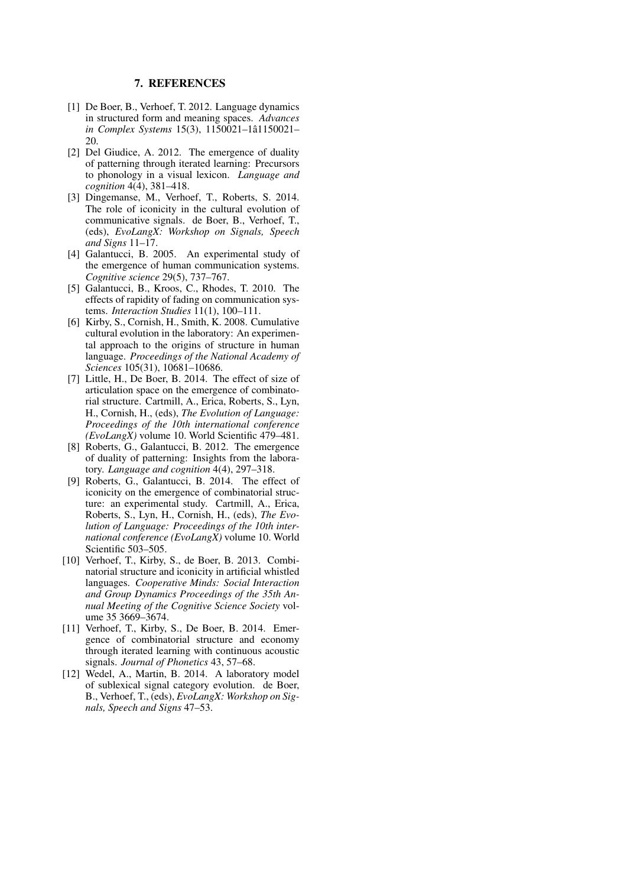## 7. REFERENCES

[1] De Boer, B., Verhoef, T. 2012. Language dynamics in structured form and meaning spaces. *Advances in Complex Systems* 15(3), 1150021–1â1150021–20.

[2] Del Giudice, A. 2012. The emergence of duality of patterning through iterated learning: Precursors to phonology in a visual lexicon. *Language and cognition* 4(4), 381–418.

[3] Dingemanse, M., Verhoef, T., Roberts, S. 2014. The role of iconicity in the cultural evolution of communicative signals. de Boer, B., Verhoef, T., (eds), *EvoLangX: Workshop on Signals, Speech and Signs* 11–17.

[4] Galantucci, B. 2005. An experimental study of the emergence of human communication systems. *Cognitive science* 29(5), 737–767.

[5] Galantucci, B., Kroos, C., Rhodes, T. 2010. The effects of rapidity of fading on communication systems. *Interaction Studies* 11(1), 100–111.

[6] Kirby, S., Cornish, H., Smith, K. 2008. Cumulative cultural evolution in the laboratory: An experimental approach to the origins of structure in human language. *Proceedings of the National Academy of Sciences* 105(31), 10681–10686.

[7] Little, H., De Boer, B. 2014. The effect of size of articulation space on the emergence of combinatorial structure. Cartmill, A., Erica, Roberts, S., Lyn, H., Cornish, H., (eds), *The Evolution of Language: Proceedings of the 10th international conference (EvoLangX)* volume 10. World Scientific 479–481.

[8] Roberts, G., Galantucci, B. 2012. The emergence of duality of patterning: Insights from the laboratory. *Language and cognition* 4(4), 297–318.

[9] Roberts, G., Galantucci, B. 2014. The effect of iconicity on the emergence of combinatorial structure: an experimental study. Cartmill, A., Erica, Roberts, S., Lyn, H., Cornish, H., (eds), *The Evolution of Language: Proceedings of the 10th international conference (EvoLangX)* volume 10. World Scientific 503–505.

[10] Verhoef, T., Kirby, S., de Boer, B. 2013. Combinatorial structure and iconicity in artificial whistled languages. *Cooperative Minds: Social Interaction and Group Dynamics Proceedings of the 35th Annual Meeting of the Cognitive Science Society* volume 35 3669–3674.

[11] Verhoef, T., Kirby, S., De Boer, B. 2014. Emergence of combinatorial structure and economy through iterated learning with continuous acoustic signals. *Journal of Phonetics* 43, 57–68.

[12] Wedel, A., Martin, B. 2014. A laboratory model of sublexical signal category evolution. de Boer, B., Verhoef, T., (eds), *EvoLangX: Workshop on Signals, Speech and Signs* 47–53.